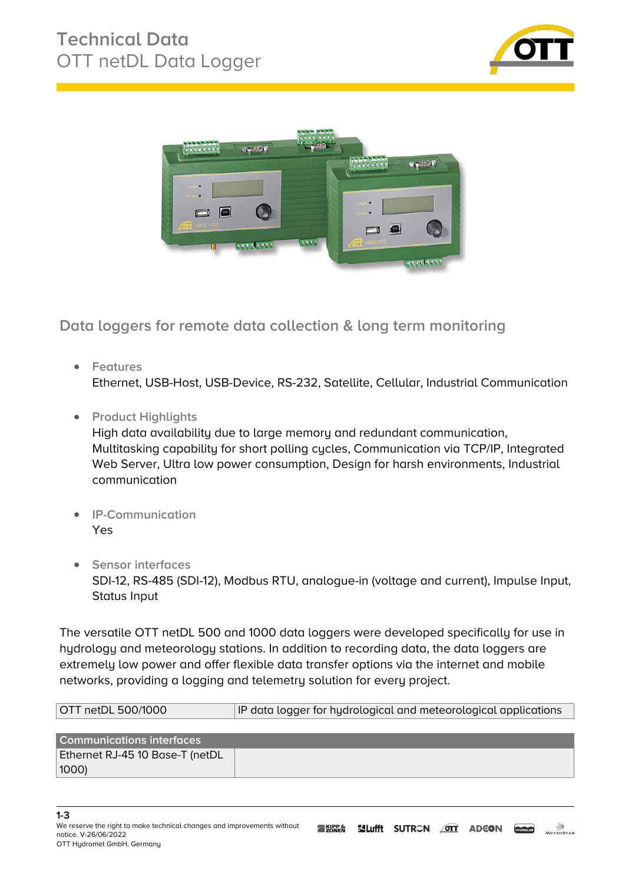# Technical Data
## OTT netDL Data Logger

## Data loggers for remote data collection & long term monitoring

- **Features**
  Ethernet, USB-Host, USB-Device, RS-232, Satellite, Cellular, Industrial Communication

- **Product Highlights**
  High data availability due to large memory and redundant communication, Multitasking capability for short polling cycles, Communication via TCP/IP, Integrated Web Server, Ultra low power consumption, Design for harsh environments, Industrial communication

- **IP-Communication**
  Yes

- **Sensor interfaces**
  SDI-12, RS-485 (SDI-12), Modbus RTU, analogue-in (voltage and current), Impulse Input, Status Input

The versatile OTT netDL 500 and 1000 data loggers were developed specifically for use in hydrology and meteorology stations. In addition to recording data, the data loggers are extremely low power and offer flexible data transfer options via the internet and mobile networks, providing a logging and telemetry solution for every project.

| OTT netDL 500/1000 | IP data logger for hydrological and meteorological applications |
|---|---|

| Communications interfaces | |
|---|---|
| Ethernet RJ-45 10 Base-T (netDL 1000) | |

We reserve the right to make technical changes and improvements without notice. V-26/06/2022
OTT Hydromet GmbH, Germany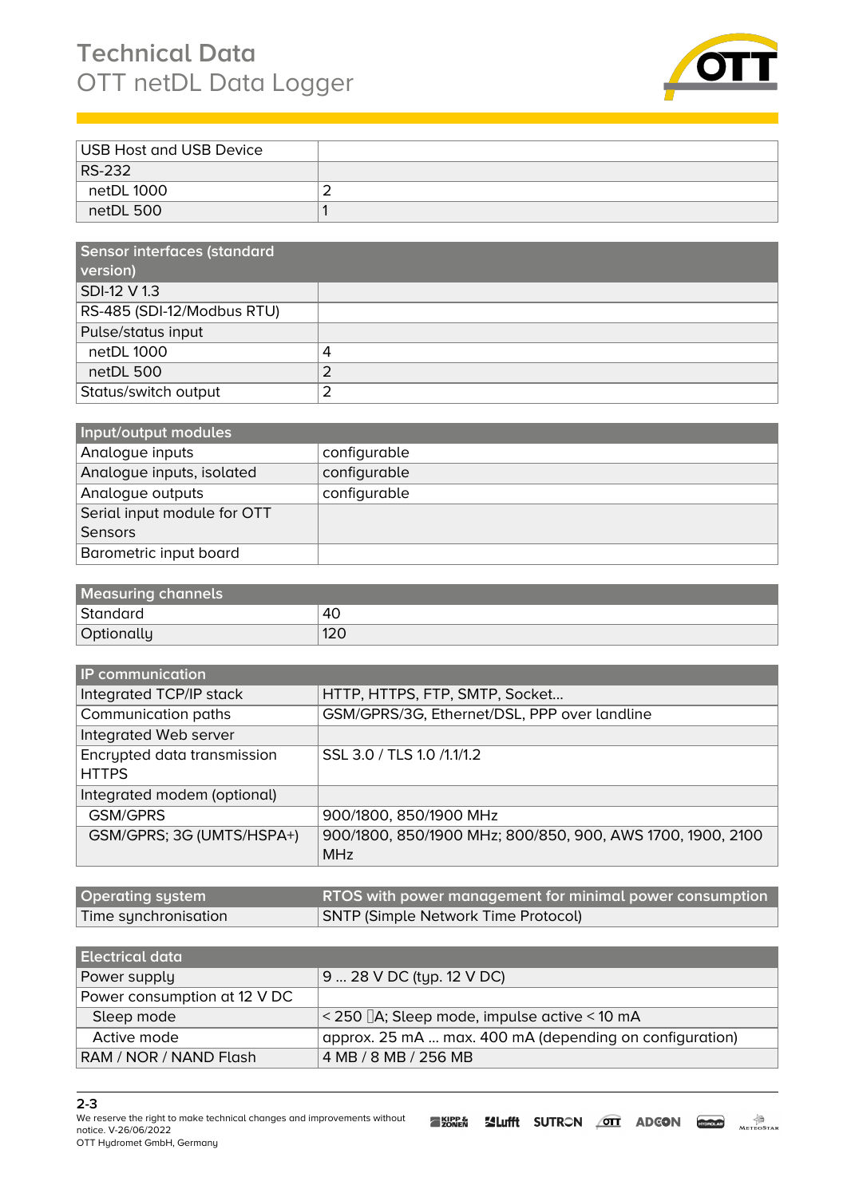# Technical Data
## OTT netDL Data Logger

| USB Host and USB Device | |
|---|---|
| RS-232 | |
| netDL 1000 | 2 |
| netDL 500 | 1 |

| Sensor interfaces (standard version) | |
|---|---|
| SDI-12 V 1.3 | |
| RS-485 (SDI-12/Modbus RTU) | |
| Pulse/status input | |
| netDL 1000 | 4 |
| netDL 500 | 2 |
| Status/switch output | 2 |

| Input/output modules | |
|---|---|
| Analogue inputs | configurable |
| Analogue inputs, isolated | configurable |
| Analogue outputs | configurable |
| Serial input module for OTT Sensors | |
| Barometric input board | |

| Measuring channels | |
|---|---|
| Standard | 40 |
| Optionally | 120 |

| IP communication | |
|---|---|
| Integrated TCP/IP stack | HTTP, HTTPS, FTP, SMTP, Socket… |
| Communication paths | GSM/GPRS/3G, Ethernet/DSL, PPP over landline |
| Integrated Web server | |
| Encrypted data transmission HTTPS | SSL 3.0 / TLS 1.0 /1.1/1.2 |
| Integrated modem (optional) | |
| GSM/GPRS | 900/1800, 850/1900 MHz |
| GSM/GPRS; 3G (UMTS/HSPA+) | 900/1800, 850/1900 MHz; 800/850, 900, AWS 1700, 1900, 2100 MHz |

| Operating system | RTOS with power management for minimal power consumption |
|---|---|
| Time synchronisation | SNTP (Simple Network Time Protocol) |

| Electrical data | |
|---|---|
| Power supply | 9 … 28 V DC (typ. 12 V DC) |
| Power consumption at 12 V DC | |
| Sleep mode | < 250 µA; Sleep mode, impulse active < 10 mA |
| Active mode | approx. 25 mA … max. 400 mA (depending on configuration) |
| RAM / NOR / NAND Flash | 4 MB / 8 MB / 256 MB |

We reserve the right to make technical changes and improvements without notice. V-26/06/2022
OTT Hydromet GmbH, Germany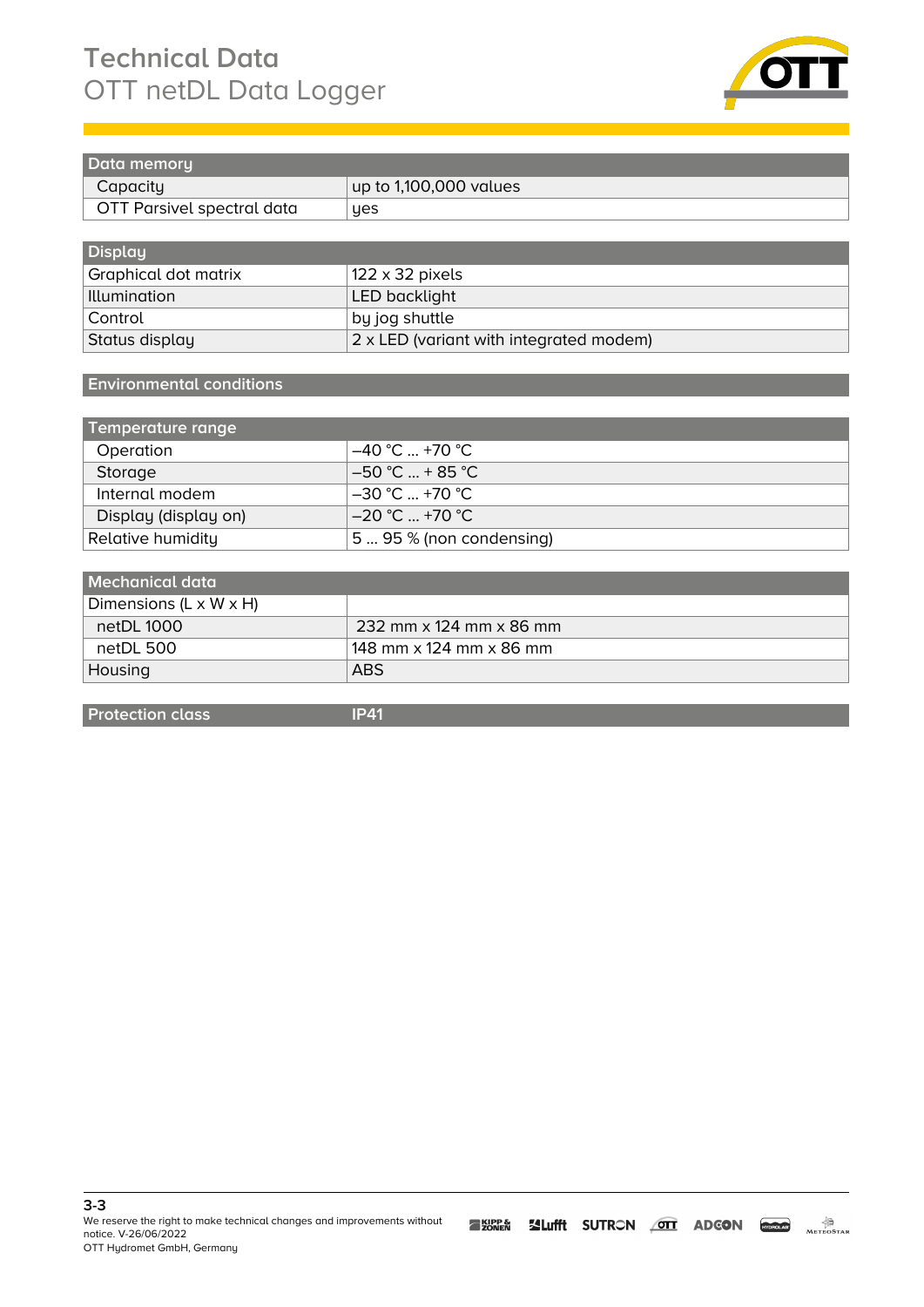# Technical Data
## OTT netDL Data Logger

| Data memory | |
|---|---|
| Capacity | up to 1,100,000 values |
| OTT Parsivel spectral data | yes |

| Display | |
|---|---|
| Graphical dot matrix | 122 x 32 pixels |
| Illumination | LED backlight |
| Control | by jog shuttle |
| Status display | 2 x LED (variant with integrated modem) |

### Environmental conditions

| Temperature range | |
|---|---|
| Operation | –40 °C ... +70 °C |
| Storage | –50 °C ... + 85 °C |
| Internal modem | –30 °C ... +70 °C |
| Display (display on) | –20 °C ... +70 °C |
| Relative humidity | 5 ... 95 % (non condensing) |

| Mechanical data | |
|---|---|
| Dimensions (L x W x H) | |
| netDL 1000 | 232 mm x 124 mm x 86 mm |
| netDL 500 | 148 mm x 124 mm x 86 mm |
| Housing | ABS |

| Protection class | IP41 |
|---|---|

We reserve the right to make technical changes and improvements without notice. V-26/06/2022
OTT Hydromet GmbH, Germany